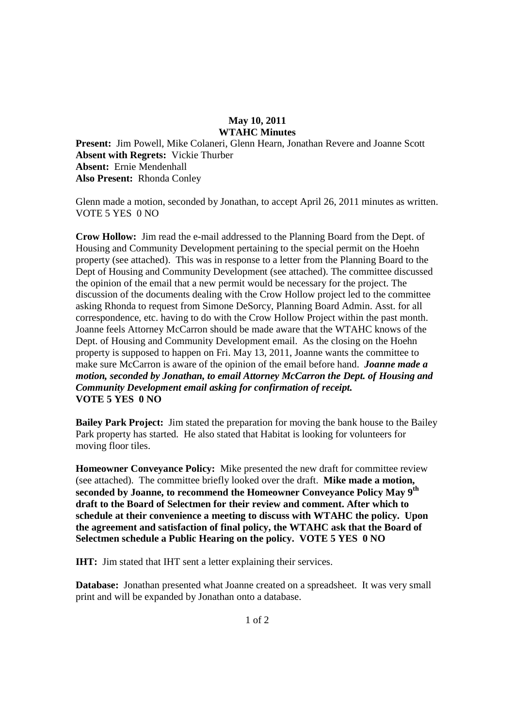**May 10, 2011**
**WTAHC Minutes**

**Present:** Jim Powell, Mike Colaneri, Glenn Hearn, Jonathan Revere and Joanne Scott
**Absent with Regrets:** Vickie Thurber
**Absent:** Ernie Mendenhall
**Also Present:** Rhonda Conley

Glenn made a motion, seconded by Jonathan, to accept April 26, 2011 minutes as written. VOTE 5 YES 0 NO

**Crow Hollow:** Jim read the e-mail addressed to the Planning Board from the Dept. of Housing and Community Development pertaining to the special permit on the Hoehn property (see attached). This was in response to a letter from the Planning Board to the Dept of Housing and Community Development (see attached). The committee discussed the opinion of the email that a new permit would be necessary for the project. The discussion of the documents dealing with the Crow Hollow project led to the committee asking Rhonda to request from Simone DeSorcy, Planning Board Admin. Asst. for all correspondence, etc. having to do with the Crow Hollow Project within the past month. Joanne feels Attorney McCarron should be made aware that the WTAHC knows of the Dept. of Housing and Community Development email. As the closing on the Hoehn property is supposed to happen on Fri. May 13, 2011, Joanne wants the committee to make sure McCarron is aware of the opinion of the email before hand. ***Joanne made a motion, seconded by Jonathan, to email Attorney McCarron the Dept. of Housing and Community Development email asking for confirmation of receipt.***
**VOTE 5 YES 0 NO**

**Bailey Park Project:** Jim stated the preparation for moving the bank house to the Bailey Park property has started. He also stated that Habitat is looking for volunteers for moving floor tiles.

**Homeowner Conveyance Policy:** Mike presented the new draft for committee review (see attached). The committee briefly looked over the draft. **Mike made a motion, seconded by Joanne, to recommend the Homeowner Conveyance Policy May 9th draft to the Board of Selectmen for their review and comment. After which to schedule at their convenience a meeting to discuss with WTAHC the policy. Upon the agreement and satisfaction of final policy, the WTAHC ask that the Board of Selectmen schedule a Public Hearing on the policy. VOTE 5 YES 0 NO**

**IHT:** Jim stated that IHT sent a letter explaining their services.

**Database:** Jonathan presented what Joanne created on a spreadsheet. It was very small print and will be expanded by Jonathan onto a database.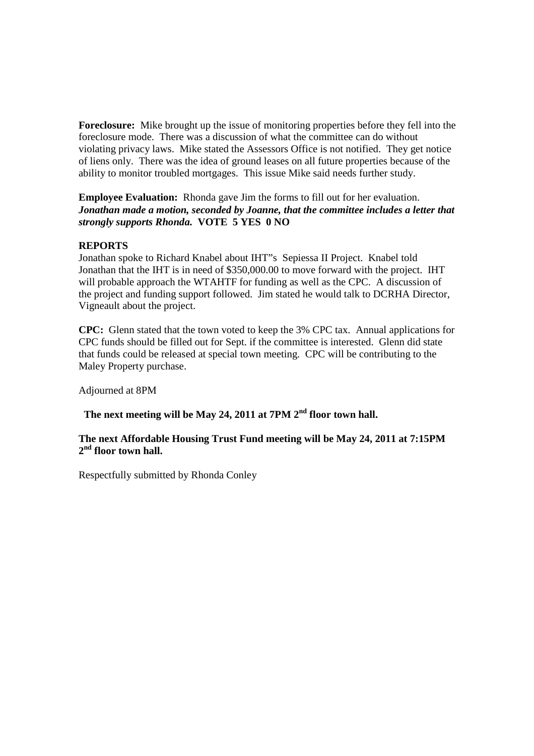**Foreclosure:** Mike brought up the issue of monitoring properties before they fell into the foreclosure mode. There was a discussion of what the committee can do without violating privacy laws. Mike stated the Assessors Office is not notified. They get notice of liens only. There was the idea of ground leases on all future properties because of the ability to monitor troubled mortgages. This issue Mike said needs further study.

**Employee Evaluation:** Rhonda gave Jim the forms to fill out for her evaluation. ***Jonathan made a motion, seconded by Joanne, that the committee includes a letter that strongly supports Rhonda.*** **VOTE 5 YES 0 NO**

**REPORTS**

Jonathan spoke to Richard Knabel about IHT"s Sepiessa II Project. Knabel told Jonathan that the IHT is in need of $350,000.00 to move forward with the project. IHT will probable approach the WTAHTF for funding as well as the CPC. A discussion of the project and funding support followed. Jim stated he would talk to DCRHA Director, Vigneault about the project.

**CPC:** Glenn stated that the town voted to keep the 3% CPC tax. Annual applications for CPC funds should be filled out for Sept. if the committee is interested. Glenn did state that funds could be released at special town meeting. CPC will be contributing to the Maley Property purchase.

Adjourned at 8PM

**The next meeting will be May 24, 2011 at 7PM 2nd floor town hall.**

**The next Affordable Housing Trust Fund meeting will be May 24, 2011 at 7:15PM 2nd floor town hall.**

Respectfully submitted by Rhonda Conley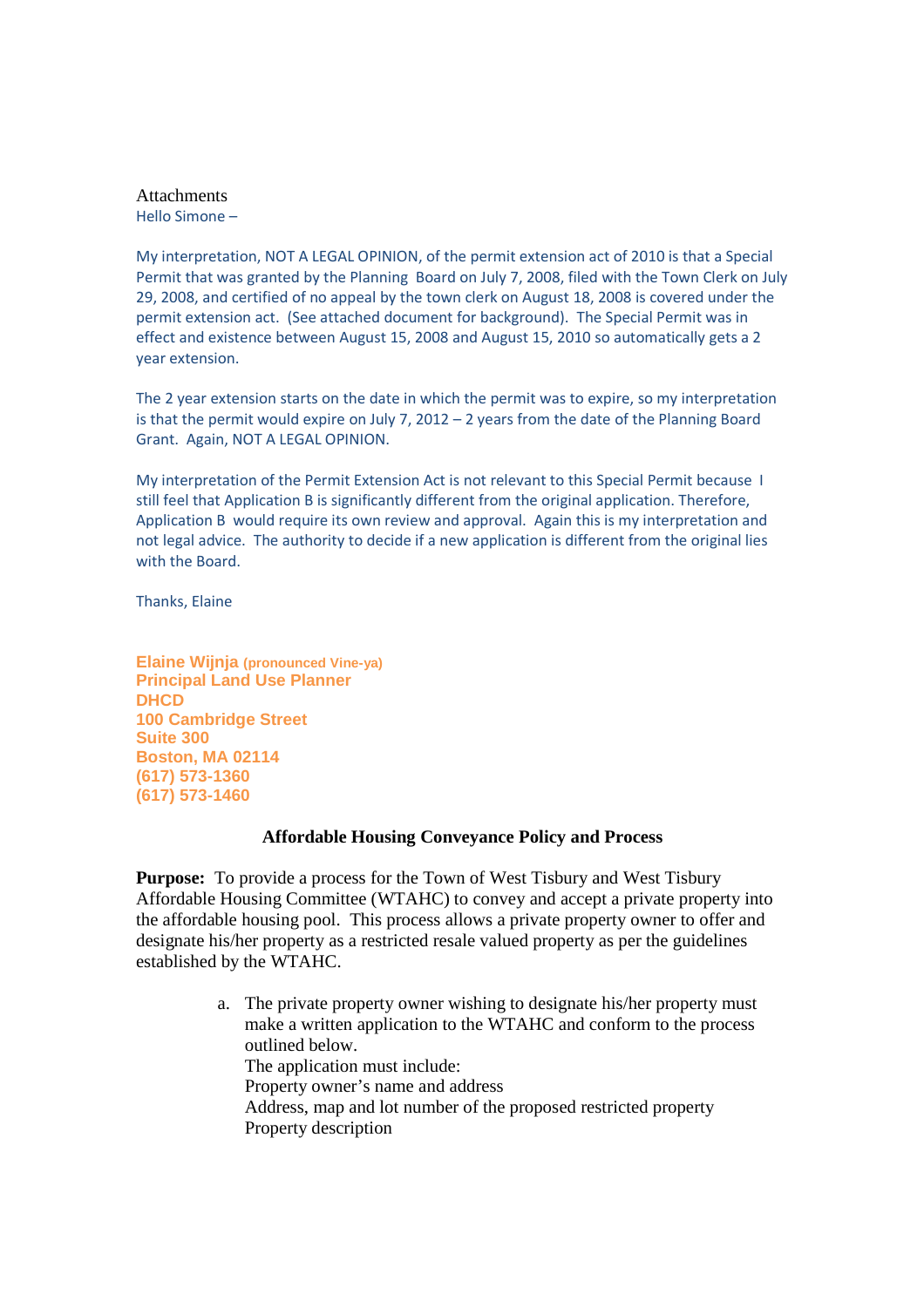Attachments

Hello Simone –

My interpretation, NOT A LEGAL OPINION, of the permit extension act of 2010 is that a Special Permit that was granted by the Planning Board on July 7, 2008, filed with the Town Clerk on July 29, 2008, and certified of no appeal by the town clerk on August 18, 2008 is covered under the permit extension act. (See attached document for background). The Special Permit was in effect and existence between August 15, 2008 and August 15, 2010 so automatically gets a 2 year extension.

The 2 year extension starts on the date in which the permit was to expire, so my interpretation is that the permit would expire on July 7, 2012 – 2 years from the date of the Planning Board Grant. Again, NOT A LEGAL OPINION.

My interpretation of the Permit Extension Act is not relevant to this Special Permit because I still feel that Application B is significantly different from the original application. Therefore, Application B would require its own review and approval. Again this is my interpretation and not legal advice. The authority to decide if a new application is different from the original lies with the Board.

Thanks, Elaine

**Elaine Wijnja (pronounced Vine-ya)**
**Principal Land Use Planner**
**DHCD**
**100 Cambridge Street**
**Suite 300**
**Boston, MA 02114**
**(617) 573-1360**
**(617) 573-1460**

## Affordable Housing Conveyance Policy and Process

**Purpose:** To provide a process for the Town of West Tisbury and West Tisbury Affordable Housing Committee (WTAHC) to convey and accept a private property into the affordable housing pool. This process allows a private property owner to offer and designate his/her property as a restricted resale valued property as per the guidelines established by the WTAHC.

a. The private property owner wishing to designate his/her property must make a written application to the WTAHC and conform to the process outlined below.
   The application must include:
   Property owner's name and address
   Address, map and lot number of the proposed restricted property
   Property description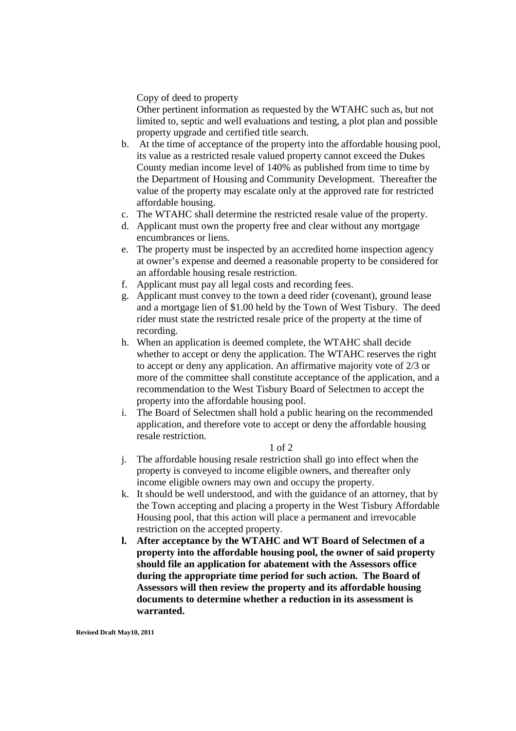Copy of deed to property

Other pertinent information as requested by the WTAHC such as, but not limited to, septic and well evaluations and testing, a plot plan and possible property upgrade and certified title search.

b. At the time of acceptance of the property into the affordable housing pool, its value as a restricted resale valued property cannot exceed the Dukes County median income level of 140% as published from time to time by the Department of Housing and Community Development. Thereafter the value of the property may escalate only at the approved rate for restricted affordable housing.
c. The WTAHC shall determine the restricted resale value of the property.
d. Applicant must own the property free and clear without any mortgage encumbrances or liens.
e. The property must be inspected by an accredited home inspection agency at owner's expense and deemed a reasonable property to be considered for an affordable housing resale restriction.
f. Applicant must pay all legal costs and recording fees.
g. Applicant must convey to the town a deed rider (covenant), ground lease and a mortgage lien of $1.00 held by the Town of West Tisbury. The deed rider must state the restricted resale price of the property at the time of recording.
h. When an application is deemed complete, the WTAHC shall decide whether to accept or deny the application. The WTAHC reserves the right to accept or deny any application. An affirmative majority vote of 2/3 or more of the committee shall constitute acceptance of the application, and a recommendation to the West Tisbury Board of Selectmen to accept the property into the affordable housing pool.
i. The Board of Selectmen shall hold a public hearing on the recommended application, and therefore vote to accept or deny the affordable housing resale restriction.
j. The affordable housing resale restriction shall go into effect when the property is conveyed to income eligible owners, and thereafter only income eligible owners may own and occupy the property.
k. It should be well understood, and with the guidance of an attorney, that by the Town accepting and placing a property in the West Tisbury Affordable Housing pool, that this action will place a permanent and irrevocable restriction on the accepted property.
l. **After acceptance by the WTAHC and WT Board of Selectmen of a property into the affordable housing pool, the owner of said property should file an application for abatement with the Assessors office during the appropriate time period for such action. The Board of Assessors will then review the property and its affordable housing documents to determine whether a reduction in its assessment is warranted.**

**Revised Draft May10, 2011**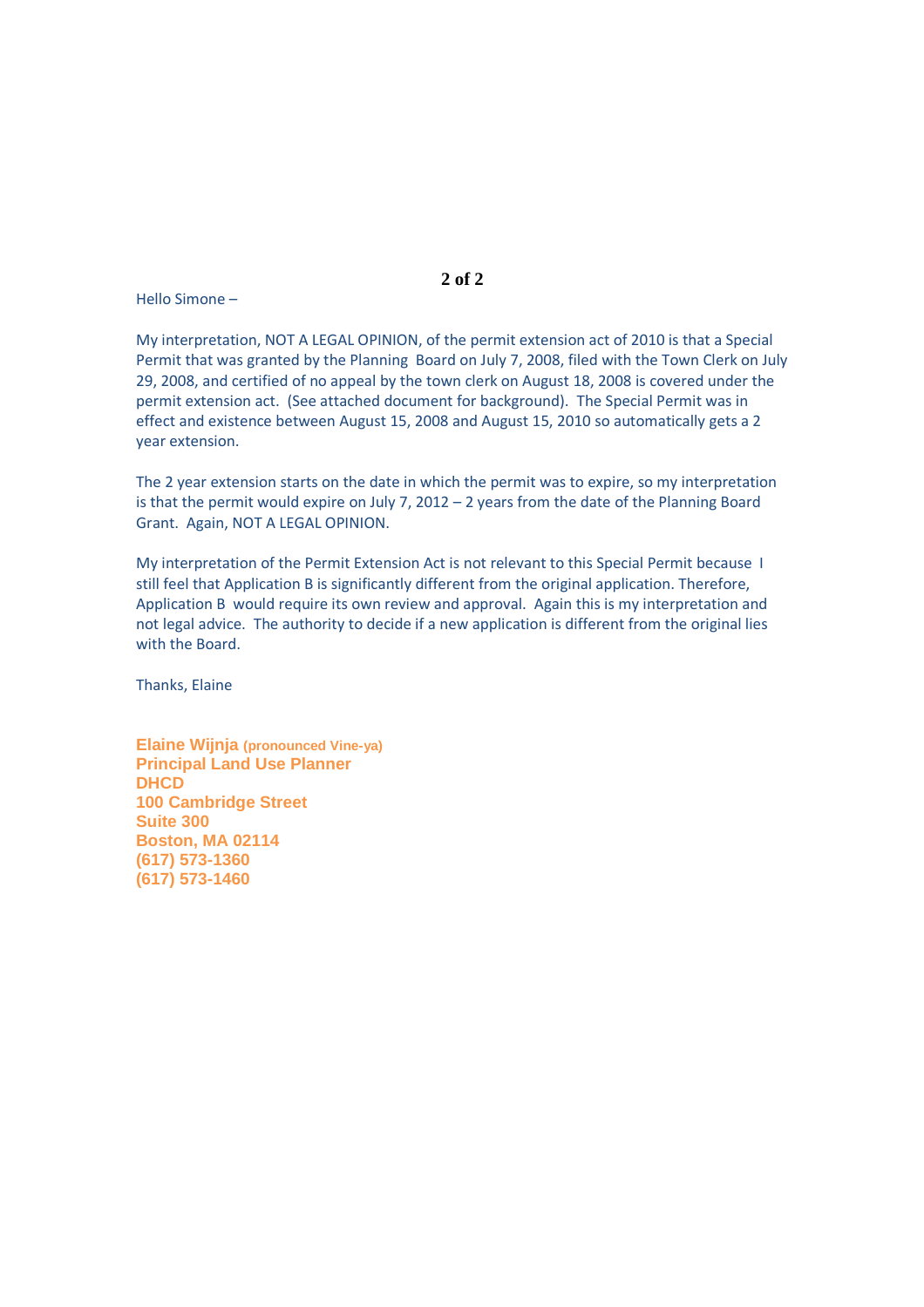Hello Simone –

My interpretation, NOT A LEGAL OPINION, of the permit extension act of 2010 is that a Special Permit that was granted by the Planning Board on July 7, 2008, filed with the Town Clerk on July 29, 2008, and certified of no appeal by the town clerk on August 18, 2008 is covered under the permit extension act. (See attached document for background). The Special Permit was in effect and existence between August 15, 2008 and August 15, 2010 so automatically gets a 2 year extension.

The 2 year extension starts on the date in which the permit was to expire, so my interpretation is that the permit would expire on July 7, 2012 – 2 years from the date of the Planning Board Grant. Again, NOT A LEGAL OPINION.

My interpretation of the Permit Extension Act is not relevant to this Special Permit because I still feel that Application B is significantly different from the original application. Therefore, Application B would require its own review and approval. Again this is my interpretation and not legal advice. The authority to decide if a new application is different from the original lies with the Board.

Thanks, Elaine

**Elaine Wijnja** (pronounced Vine-ya)
**Principal Land Use Planner**
**DHCD**
**100 Cambridge Street**
**Suite 300**
**Boston, MA 02114**
**(617) 573-1360**
**(617) 573-1460**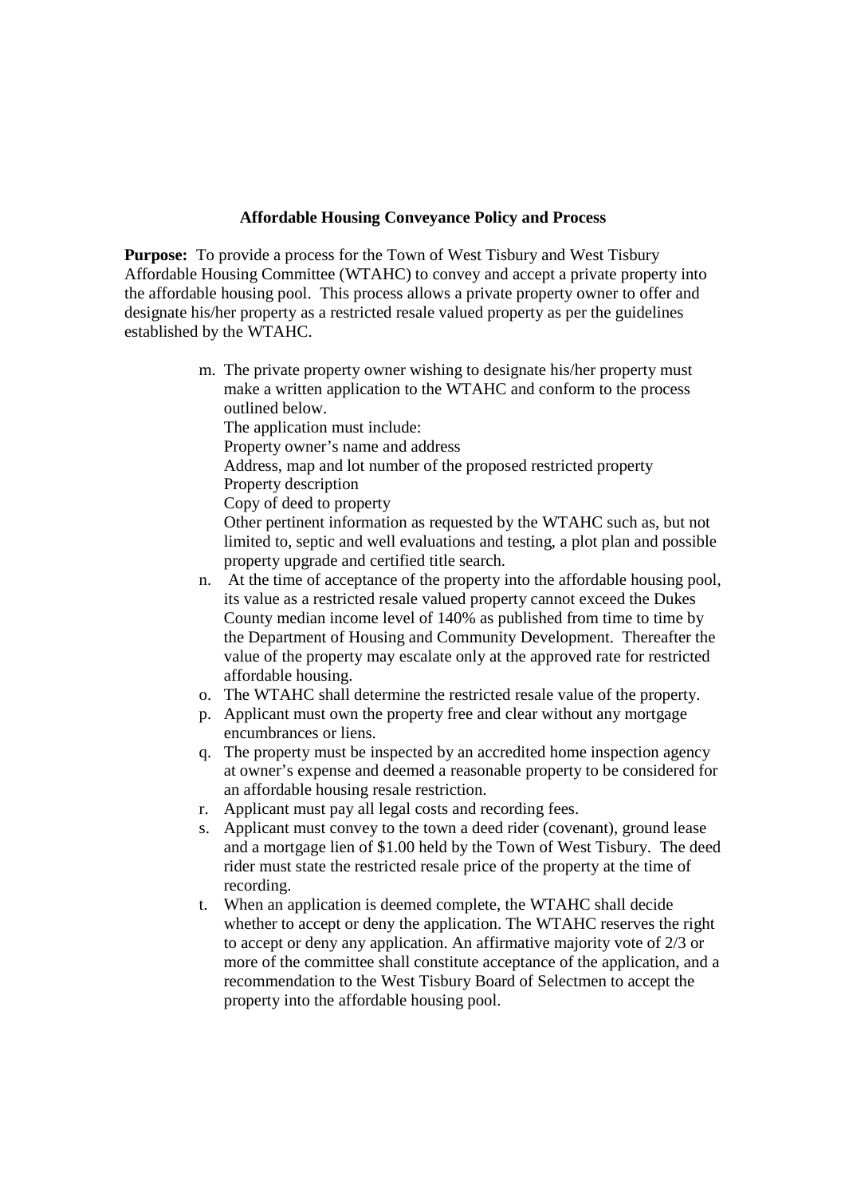**Affordable Housing Conveyance Policy and Process**

**Purpose:** To provide a process for the Town of West Tisbury and West Tisbury Affordable Housing Committee (WTAHC) to convey and accept a private property into the affordable housing pool. This process allows a private property owner to offer and designate his/her property as a restricted resale valued property as per the guidelines established by the WTAHC.

m. The private property owner wishing to designate his/her property must make a written application to the WTAHC and conform to the process outlined below.
   The application must include:
   Property owner's name and address
   Address, map and lot number of the proposed restricted property
   Property description
   Copy of deed to property
   Other pertinent information as requested by the WTAHC such as, but not limited to, septic and well evaluations and testing, a plot plan and possible property upgrade and certified title search.
n. At the time of acceptance of the property into the affordable housing pool, its value as a restricted resale valued property cannot exceed the Dukes County median income level of 140% as published from time to time by the Department of Housing and Community Development. Thereafter the value of the property may escalate only at the approved rate for restricted affordable housing.
o. The WTAHC shall determine the restricted resale value of the property.
p. Applicant must own the property free and clear without any mortgage encumbrances or liens.
q. The property must be inspected by an accredited home inspection agency at owner's expense and deemed a reasonable property to be considered for an affordable housing resale restriction.
r. Applicant must pay all legal costs and recording fees.
s. Applicant must convey to the town a deed rider (covenant), ground lease and a mortgage lien of $1.00 held by the Town of West Tisbury. The deed rider must state the restricted resale price of the property at the time of recording.
t. When an application is deemed complete, the WTAHC shall decide whether to accept or deny the application. The WTAHC reserves the right to accept or deny any application. An affirmative majority vote of 2/3 or more of the committee shall constitute acceptance of the application, and a recommendation to the West Tisbury Board of Selectmen to accept the property into the affordable housing pool.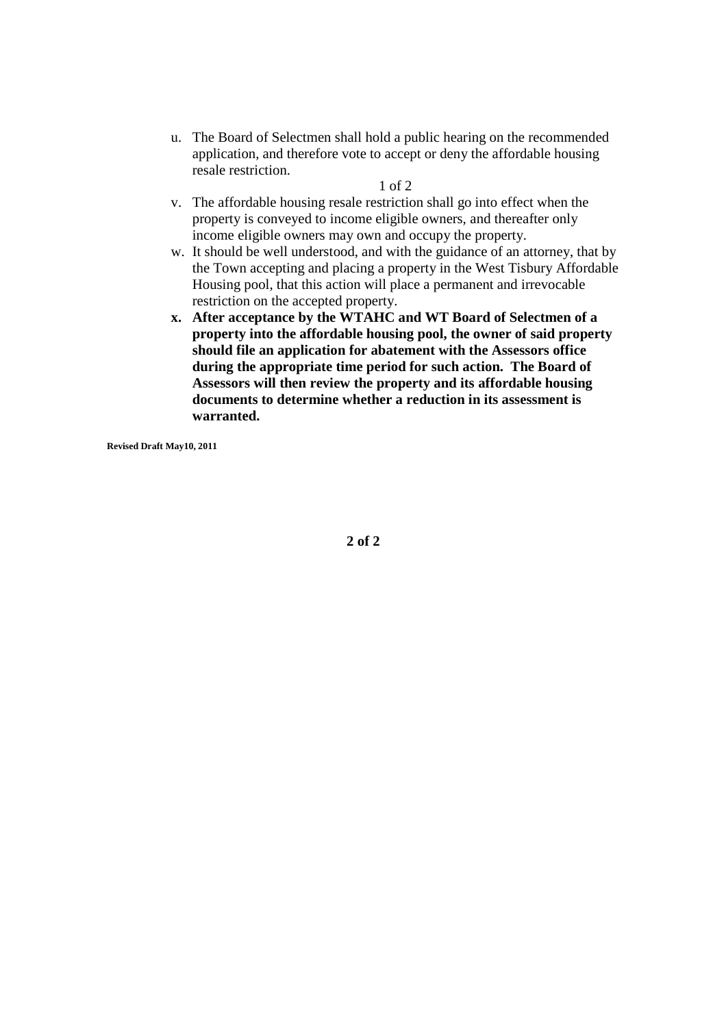u. The Board of Selectmen shall hold a public hearing on the recommended application, and therefore vote to accept or deny the affordable housing resale restriction.

v. The affordable housing resale restriction shall go into effect when the property is conveyed to income eligible owners, and thereafter only income eligible owners may own and occupy the property.

w. It should be well understood, and with the guidance of an attorney, that by the Town accepting and placing a property in the West Tisbury Affordable Housing pool, that this action will place a permanent and irrevocable restriction on the accepted property.

**x. After acceptance by the WTAHC and WT Board of Selectmen of a property into the affordable housing pool, the owner of said property should file an application for abatement with the Assessors office during the appropriate time period for such action. The Board of Assessors will then review the property and its affordable housing documents to determine whether a reduction in its assessment is warranted.**

**Revised Draft May10, 2011**